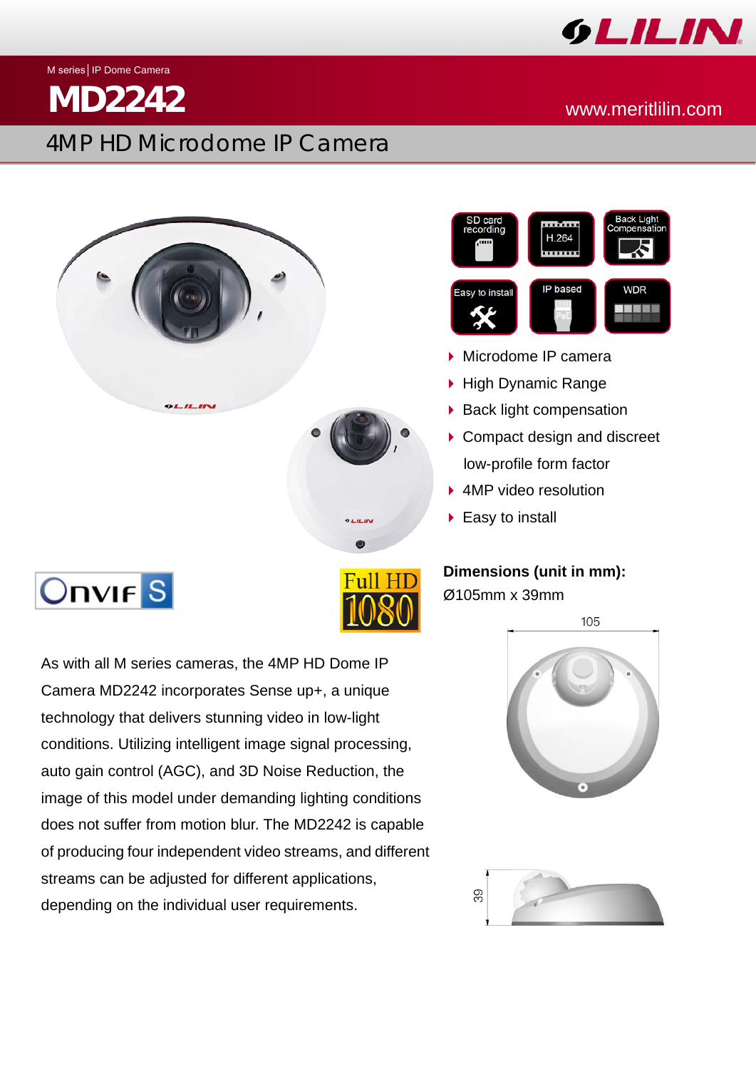M series | IP Dome Camera

# MD2242

www.meritlilin.com

## 4MP HD Microdome IP Camera

SD card recording | H.264 | Back Light Compensation | Easy to install | IP based | WDR

- Microdome IP camera
- High Dynamic Range
- Back light compensation
- Compact design and discreet low-profile form factor
- 4MP video resolution
- Easy to install

**Dimensions (unit in mm):**

Ø105mm x 39mm

As with all M series cameras, the 4MP HD Dome IP Camera MD2242 incorporates Sense up+, a unique technology that delivers stunning video in low-light conditions. Utilizing intelligent image signal processing, auto gain control (AGC), and 3D Noise Reduction, the image of this model under demanding lighting conditions does not suffer from motion blur. The MD2242 is capable of producing four independent video streams, and different streams can be adjusted for different applications, depending on the individual user requirements.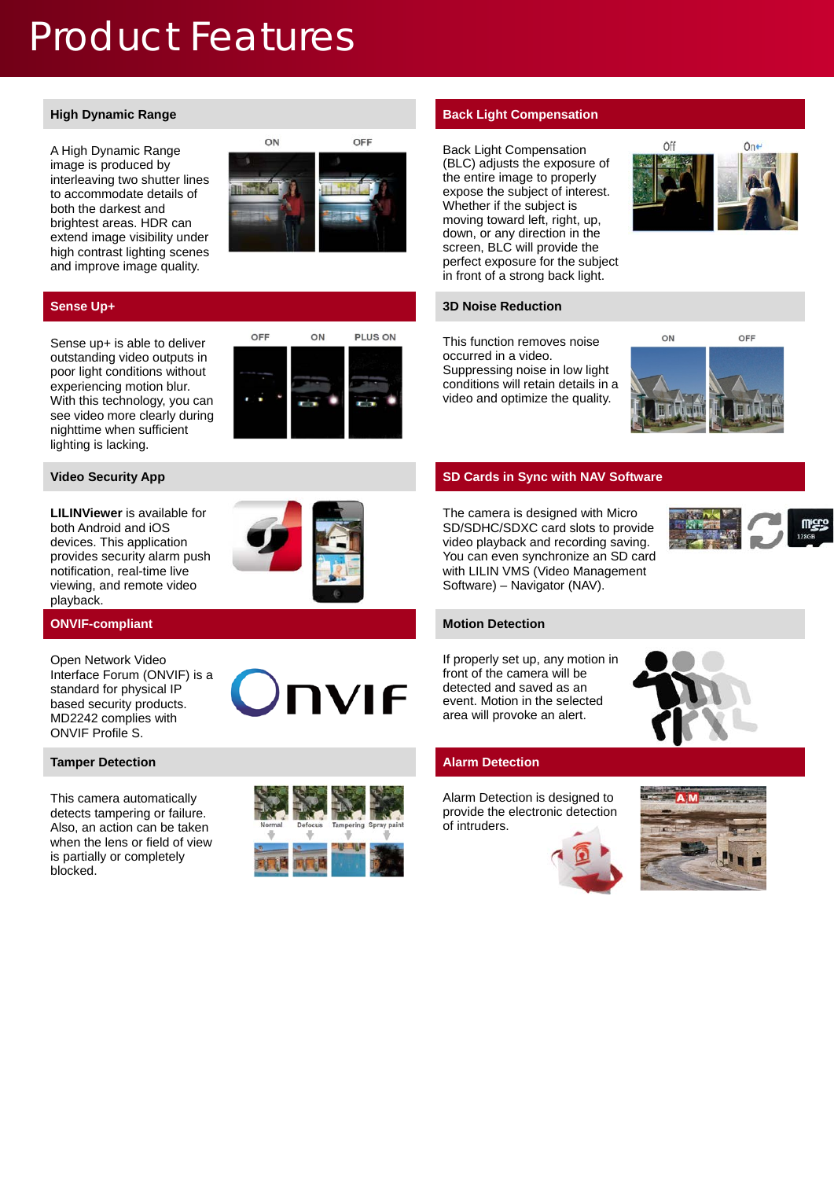# Product Features

## High Dynamic Range

A High Dynamic Range image is produced by interleaving two shutter lines to accommodate details of both the darkest and brightest areas. HDR can extend image visibility under high contrast lighting scenes and improve image quality.

## Back Light Compensation

Back Light Compensation (BLC) adjusts the exposure of the entire image to properly expose the subject of interest. Whether if the subject is moving toward left, right, up, down, or any direction in the screen, BLC will provide the perfect exposure for the subject in front of a strong back light.

## Sense Up+

Sense up+ is able to deliver outstanding video outputs in poor light conditions without experiencing motion blur. With this technology, you can see video more clearly during nighttime when sufficient lighting is lacking.

## 3D Noise Reduction

This function removes noise occurred in a video. Suppressing noise in low light conditions will retain details in a video and optimize the quality.

## Video Security App

**LILINViewer** is available for both Android and iOS devices. This application provides security alarm push notification, real-time live viewing, and remote video playback.

## SD Cards in Sync with NAV Software

The camera is designed with Micro SD/SDHC/SDXC card slots to provide video playback and recording saving. You can even synchronize an SD card with LILIN VMS (Video Management Software) – Navigator (NAV).

## ONVIF-compliant

Open Network Video Interface Forum (ONVIF) is a standard for physical IP based security products. MD2242 complies with ONVIF Profile S.

## Motion Detection

If properly set up, any motion in front of the camera will be detected and saved as an event. Motion in the selected area will provoke an alert.

## Tamper Detection

This camera automatically detects tampering or failure. Also, an action can be taken when the lens or field of view is partially or completely blocked.

## Alarm Detection

Alarm Detection is designed to provide the electronic detection of intruders.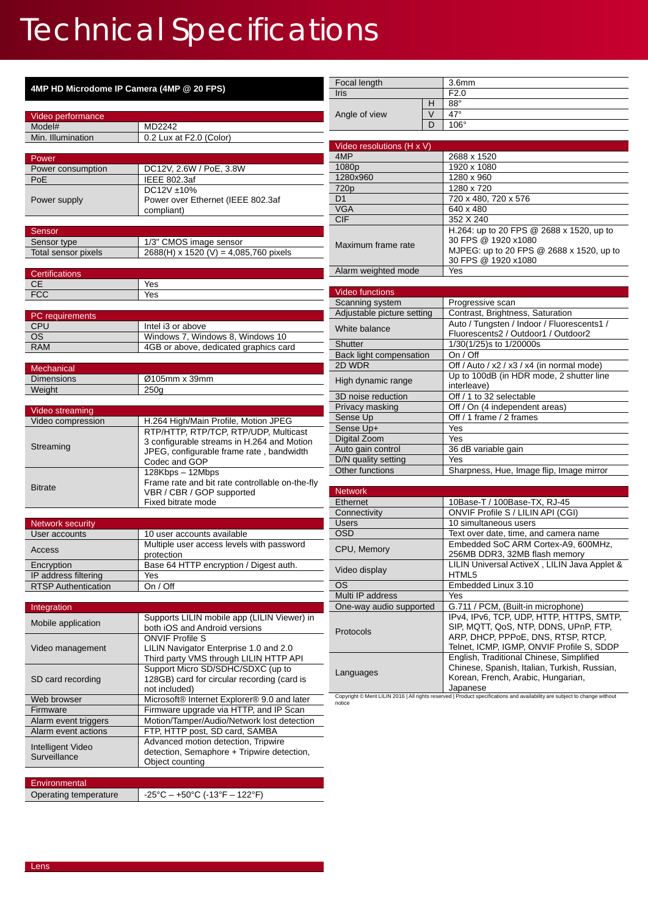# Technical Specifications

**4MP HD Microdome IP Camera (4MP @ 20 FPS)**

| Video performance | |
|---|---|
| Model# | MD2242 |
| Min. Illumination | 0.2 Lux at F2.0 (Color) |

| Power | |
|---|---|
| Power consumption | DC12V, 2.6W / PoE, 3.8W |
| PoE | IEEE 802.3af |
| Power supply | DC12V ±10%<br>Power over Ethernet (IEEE 802.3af compliant) |

| Sensor | |
|---|---|
| Sensor type | 1/3" CMOS image sensor |
| Total sensor pixels | 2688(H) x 1520 (V) = 4,085,760 pixels |

| Certifications | |
|---|---|
| CE | Yes |
| FCC | Yes |

| PC requirements | |
|---|---|
| CPU | Intel i3 or above |
| OS | Windows 7, Windows 8, Windows 10 |
| RAM | 4GB or above, dedicated graphics card |

| Mechanical | |
|---|---|
| Dimensions | Ø105mm x 39mm |
| Weight | 250g |

| Video streaming | |
|---|---|
| Video compression | H.264 High/Main Profile, Motion JPEG |
| Streaming | RTP/HTTP, RTP/TCP, RTP/UDP, Multicast<br>3 configurable streams in H.264 and Motion JPEG, configurable frame rate , bandwidth Codec and GOP |
| Bitrate | 128Kbps – 12Mbps<br>Frame rate and bit rate controllable on-the-fly<br>VBR / CBR / GOP supported<br>Fixed bitrate mode |

| Network security | |
|---|---|
| User accounts | 10 user accounts available |
| Access | Multiple user access levels with password protection |
| Encryption | Base 64 HTTP encryption / Digest auth. |
| IP address filtering | Yes |
| RTSP Authentication | On / Off |

| Integration | |
|---|---|
| Mobile application | Supports LILIN mobile app (LILIN Viewer) in both iOS and Android versions |
| Video management | ONVIF Profile S<br>LILIN Navigator Enterprise 1.0 and 2.0<br>Third party VMS through LILIN HTTP API |
| SD card recording | Support Micro SD/SDHC/SDXC (up to 128GB) card for circular recording (card is not included) |
| Web browser | Microsoft® Internet Explorer® 9.0 and later |
| Firmware | Firmware upgrade via HTTP, and IP Scan |
| Alarm event triggers | Motion/Tamper/Audio/Network lost detection |
| Alarm event actions | FTP, HTTP post, SD card, SAMBA |
| Intelligent Video Surveillance | Advanced motion detection, Tripwire detection, Semaphore + Tripwire detection, Object counting |

| Environmental | |
|---|---|
| Operating temperature | -25°C – +50°C (-13°F – 122°F) |

| Lens | | |
|---|---|---|
| Focal length | | 3.6mm |
| Iris | | F2.0 |
| Angle of view | H | 88° |
| | V | 47° |
| | D | 106° |

| Video resolutions (H x V) | |
|---|---|
| 4MP | 2688 x 1520 |
| 1080p | 1920 x 1080 |
| 1280x960 | 1280 x 960 |
| 720p | 1280 x 720 |
| D1 | 720 x 480, 720 x 576 |
| VGA | 640 x 480 |
| CIF | 352 X 240 |
| Maximum frame rate | H.264: up to 20 FPS @ 2688 x 1520, up to 30 FPS @ 1920 x1080<br>MJPEG: up to 20 FPS @ 2688 x 1520, up to 30 FPS @ 1920 x1080 |
| Alarm weighted mode | Yes |

| Video functions | |
|---|---|
| Scanning system | Progressive scan |
| Adjustable picture setting | Contrast, Brightness, Saturation |
| White balance | Auto / Tungsten / Indoor / Fluorescents1 / Fluorescents2 / Outdoor1 / Outdoor2 |
| Shutter | 1/30(1/25)s to 1/20000s |
| Back light compensation | On / Off |
| 2D WDR | Off / Auto / x2 / x3 / x4 (in normal mode) |
| High dynamic range | Up to 100dB (in HDR mode, 2 shutter line interleave) |
| 3D noise reduction | Off / 1 to 32 selectable |
| Privacy masking | Off / On (4 independent areas) |
| Sense Up | Off / 1 frame / 2 frames |
| Sense Up+ | Yes |
| Digital Zoom | Yes |
| Auto gain control | 36 dB variable gain |
| D/N quality setting | Yes |
| Other functions | Sharpness, Hue, Image flip, Image mirror |

| Network | |
|---|---|
| Ethernet | 10Base-T / 100Base-TX, RJ-45 |
| Connectivity | ONVIF Profile S / LILIN API (CGI) |
| Users | 10 simultaneous users |
| OSD | Text over date, time, and camera name |
| CPU, Memory | Embedded SoC ARM Cortex-A9, 600MHz, 256MB DDR3, 32MB flash memory |
| Video display | LILIN Universal ActiveX , LILIN Java Applet & HTML5 |
| OS | Embedded Linux 3.10 |
| Multi IP address | Yes |
| One-way audio supported | G.711 / PCM, (Built-in microphone) |
| Protocols | IPv4, IPv6, TCP, UDP, HTTP, HTTPS, SMTP, SIP, MQTT, QoS, NTP, DDNS, UPnP, FTP, ARP, DHCP, PPPoE, DNS, RTSP, RTCP, Telnet, ICMP, IGMP, ONVIF Profile S, SDDP |
| Languages | English, Traditional Chinese, Simplified Chinese, Spanish, Italian, Turkish, Russian, Korean, French, Arabic, Hungarian, Japanese |

Copyright © Merit LILIN 2016 | All rights reserved | Product specifications and availability are subject to change without notice